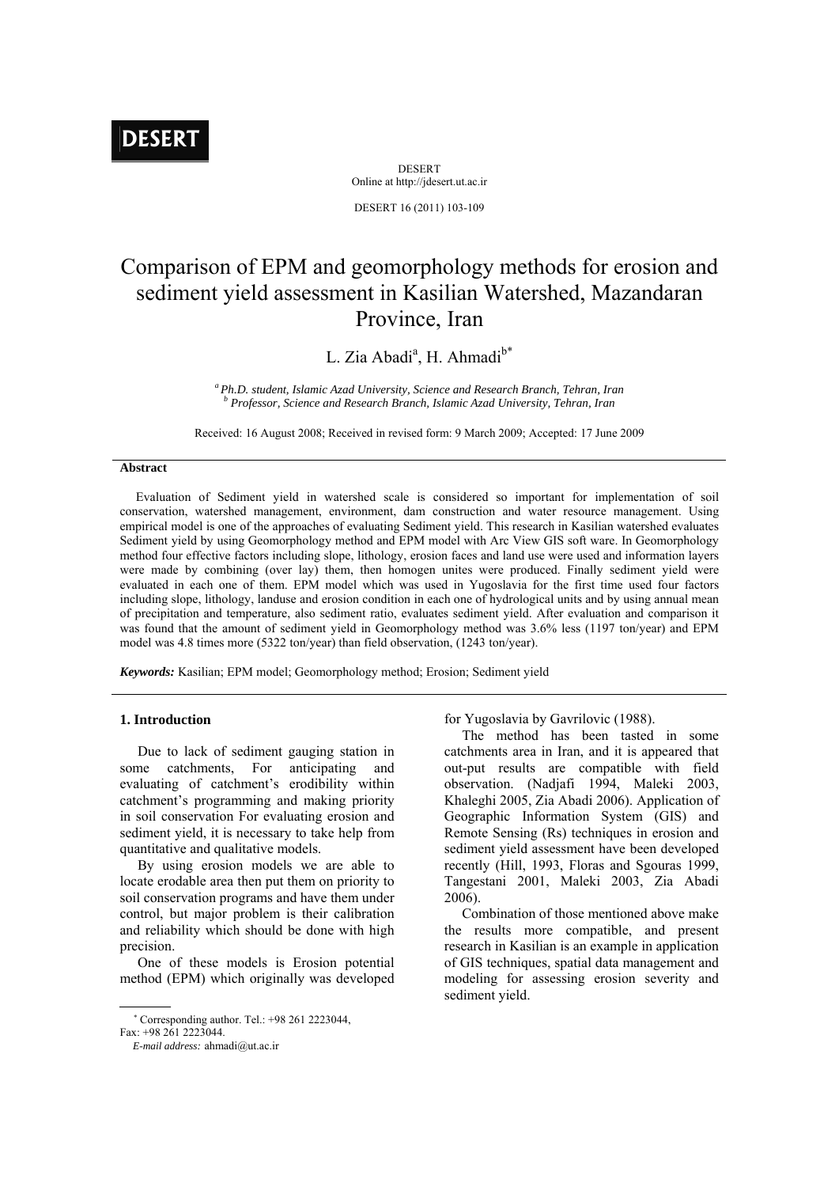DESERT

Online at http://jdesert.ut.ac.ir

DESERT 16 (2011) 103-109

# Comparison of EPM and geomorphology methods for erosion and sediment yield assessment in Kasilian Watershed, Mazandaran Province, Iran

L. Zia Abadi[a], H. Ahmadi[b*]

[a] *Ph.D. student, Islamic Azad University, Science and Research Branch, Tehran, Iran*
[b] *Professor, Science and Research Branch, Islamic Azad University, Tehran, Iran*

Received: 16 August 2008; Received in revised form: 9 March 2009; Accepted: 17 June 2009

### Abstract

Evaluation of Sediment yield in watershed scale is considered so important for implementation of soil conservation, watershed management, environment, dam construction and water resource management. Using empirical model is one of the approaches of evaluating Sediment yield. This research in Kasilian watershed evaluates Sediment yield by using Geomorphology method and EPM model with Arc View GIS soft ware. In Geomorphology method four effective factors including slope, lithology, erosion faces and land use were used and information layers were made by combining (over lay) them, then homogen unites were produced. Finally sediment yield were evaluated in each one of them. EPM model which was used in Yugoslavia for the first time used four factors including slope, lithology, landuse and erosion condition in each one of hydrological units and by using annual mean of precipitation and temperature, also sediment ratio, evaluates sediment yield. After evaluation and comparison it was found that the amount of sediment yield in Geomorphology method was 3.6% less (1197 ton/year) and EPM model was 4.8 times more (5322 ton/year) than field observation, (1243 ton/year).

***Keywords:*** Kasilian; EPM model; Geomorphology method; Erosion; Sediment yield

## 1. Introduction

Due to lack of sediment gauging station in some catchments, For anticipating and evaluating of catchment's erodibility within catchment's programming and making priority in soil conservation For evaluating erosion and sediment yield, it is necessary to take help from quantitative and qualitative models.

By using erosion models we are able to locate erodable area then put them on priority to soil conservation programs and have them under control, but major problem is their calibration and reliability which should be done with high precision.

One of these models is Erosion potential method (EPM) which originally was developed for Yugoslavia by Gavrilovic (1988).

The method has been tasted in some catchments area in Iran, and it is appeared that out-put results are compatible with field observation. (Nadjafi 1994, Maleki 2003, Khaleghi 2005, Zia Abadi 2006). Application of Geographic Information System (GIS) and Remote Sensing (Rs) techniques in erosion and sediment yield assessment have been developed recently (Hill, 1993, Floras and Sgouras 1999, Tangestani 2001, Maleki 2003, Zia Abadi 2006).

Combination of those mentioned above make the results more compatible, and present research in Kasilian is an example in application of GIS techniques, spatial data management and modeling for assessing erosion severity and sediment yield.

---

\* Corresponding author. Tel.: +98 261 2223044, Fax: +98 261 2223044.
*E-mail address:* ahmadi@ut.ac.ir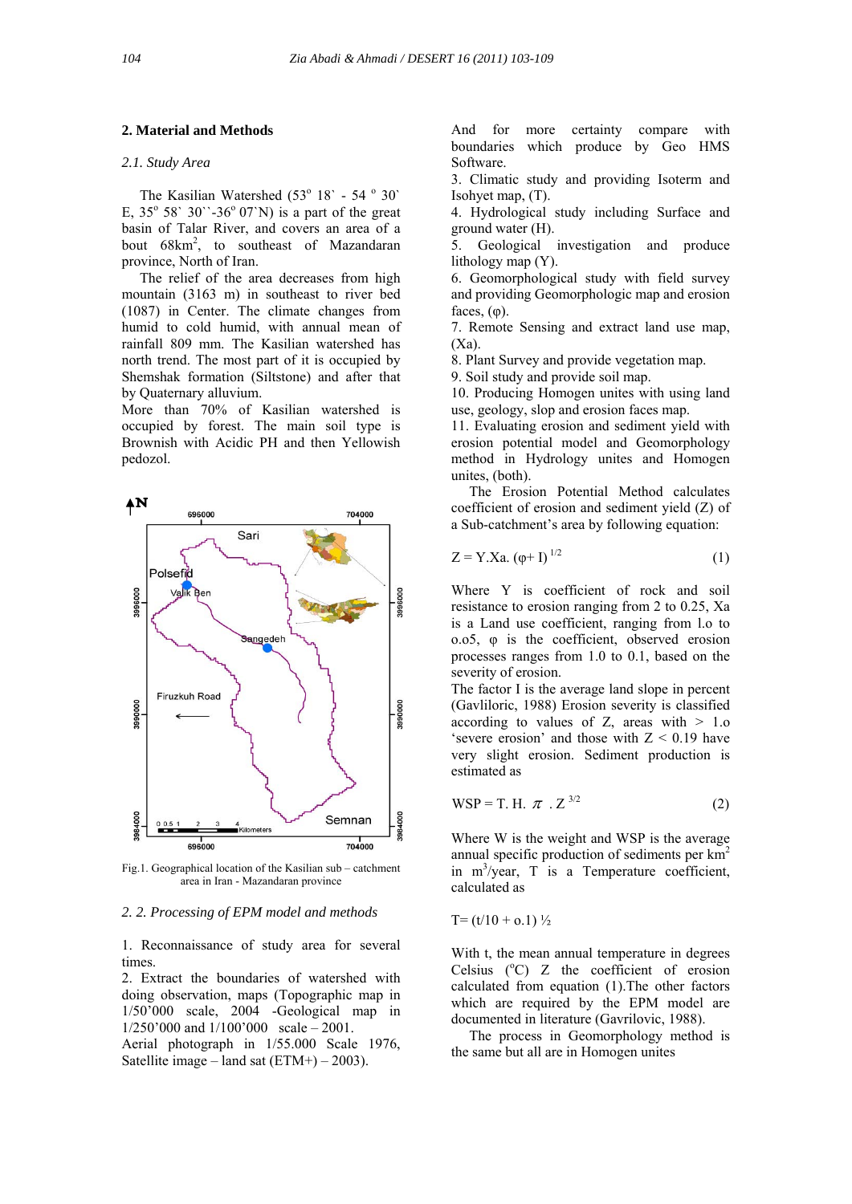## 2. Material and Methods

### 2.1. Study Area

The Kasilian Watershed (53° 18` - 54 ° 30` E, 35° 58` 30``-36° 07`N) is a part of the great basin of Talar River, and covers an area of a bout 68km$^2$, to southeast of Mazandaran province, North of Iran.

The relief of the area decreases from high mountain (3163 m) in southeast to river bed (1087) in Center. The climate changes from humid to cold humid, with annual mean of rainfall 809 mm. The Kasilian watershed has north trend. The most part of it is occupied by Shemshak formation (Siltstone) and after that by Quaternary alluvium.

More than 70% of Kasilian watershed is occupied by forest. The main soil type is Brownish with Acidic PH and then Yellowish pedozol.

Fig.1. Geographical location of the Kasilian sub – catchment area in Iran - Mazandaran province

### 2. 2. Processing of EPM model and methods

1. Reconnaissance of study area for several times.
2. Extract the boundaries of watershed with doing observation, maps (Topographic map in 1/50'000 scale, 2004 -Geological map in 1/250'000 and 1/100'000 scale – 2001.
Aerial photograph in 1/55.000 Scale 1976, Satellite image – land sat (ETM+) – 2003).
And for more certainty compare with boundaries which produce by Geo HMS Software.
3. Climatic study and providing Isoterm and Isohyet map, (T).
4. Hydrological study including Surface and ground water (H).
5. Geological investigation and produce lithology map (Y).
6. Geomorphological study with field survey and providing Geomorphologic map and erosion faces, (φ).
7. Remote Sensing and extract land use map, (Xa).
8. Plant Survey and provide vegetation map.
9. Soil study and provide soil map.
10. Producing Homogen unites with using land use, geology, slop and erosion faces map.
11. Evaluating erosion and sediment yield with erosion potential model and Geomorphology method in Hydrology unites and Homogen unites, (both).

The Erosion Potential Method calculates coefficient of erosion and sediment yield (Z) of a Sub-catchment's area by following equation:

$$Z = Y.Xa.\ (\varphi + I)^{1/2} \qquad (1)$$

Where Y is coefficient of rock and soil resistance to erosion ranging from 2 to 0.25, Xa is a Land use coefficient, ranging from l.o to o.o5, φ is the coefficient, observed erosion processes ranges from 1.0 to 0.1, based on the severity of erosion.

The factor I is the average land slope in percent (Gavliloric, 1988) Erosion severity is classified according to values of Z, areas with > 1.o 'severe erosion' and those with Z < 0.19 have very slight erosion. Sediment production is estimated as

$$WSP = T.\ H.\ \pi\ .\ Z^{3/2} \qquad (2)$$

Where W is the weight and WSP is the average annual specific production of sediments per km$^2$ in m$^3$/year, T is a Temperature coefficient, calculated as

$$T = (t/10 + o.1)\ ½$$

With t, the mean annual temperature in degrees Celsius (°C) Z the coefficient of erosion calculated from equation (1).The other factors which are required by the EPM model are documented in literature (Gavrilovic, 1988).

The process in Geomorphology method is the same but all are in Homogen unites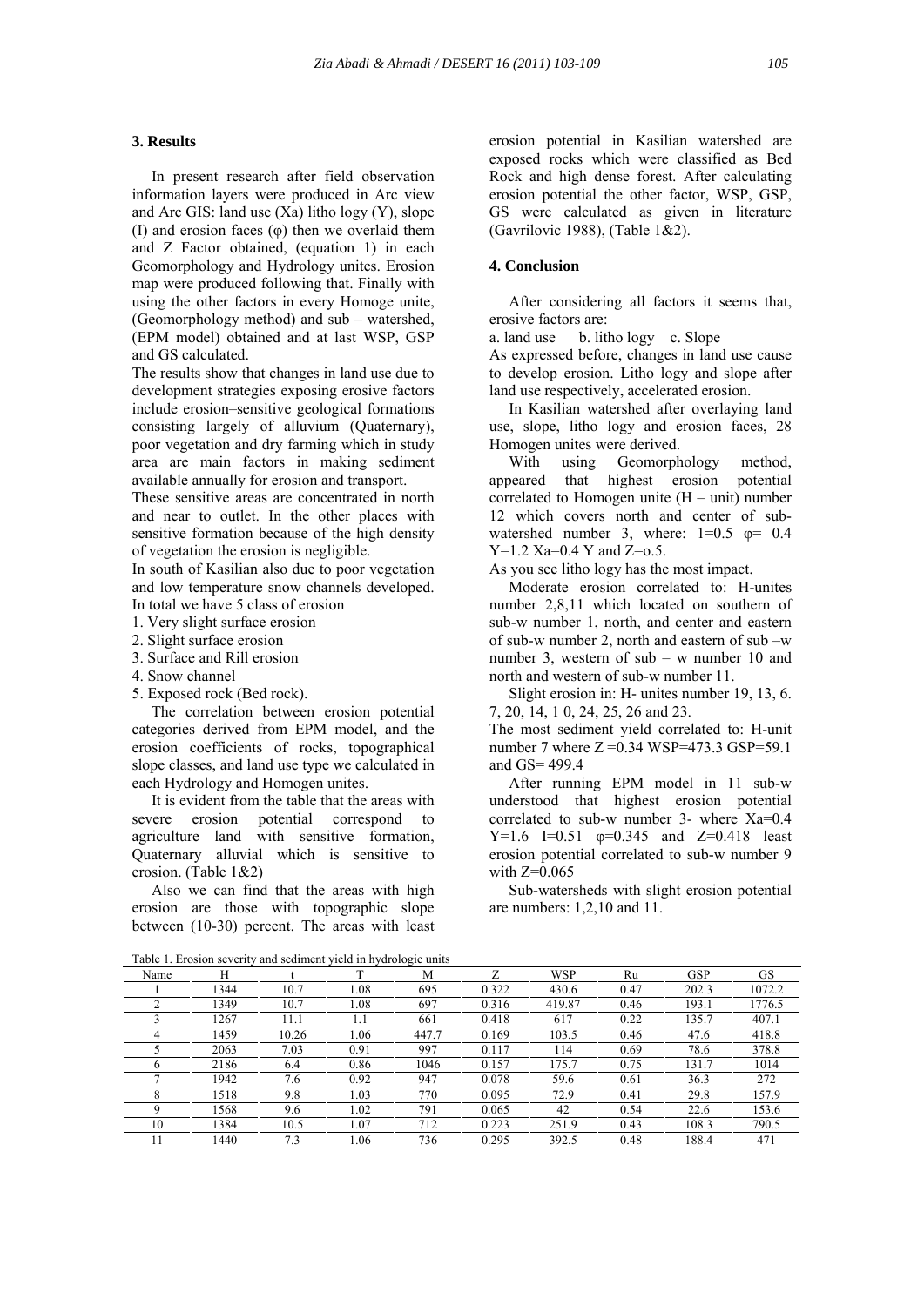## 3. Results

In present research after field observation information layers were produced in Arc view and Arc GIS: land use (Xa) litho logy (Y), slope (I) and erosion faces (φ) then we overlaid them and Z Factor obtained, (equation 1) in each Geomorphology and Hydrology unites. Erosion map were produced following that. Finally with using the other factors in every Homoge unite, (Geomorphology method) and sub – watershed, (EPM model) obtained and at last WSP, GSP and GS calculated.

The results show that changes in land use due to development strategies exposing erosive factors include erosion–sensitive geological formations consisting largely of alluvium (Quaternary), poor vegetation and dry farming which in study area are main factors in making sediment available annually for erosion and transport.

These sensitive areas are concentrated in north and near to outlet. In the other places with sensitive formation because of the high density of vegetation the erosion is negligible.

In south of Kasilian also due to poor vegetation and low temperature snow channels developed. In total we have 5 class of erosion

1. Very slight surface erosion
2. Slight surface erosion
3. Surface and Rill erosion
4. Snow channel
5. Exposed rock (Bed rock).

The correlation between erosion potential categories derived from EPM model, and the erosion coefficients of rocks, topographical slope classes, and land use type we calculated in each Hydrology and Homogen unites.

It is evident from the table that the areas with severe erosion potential correspond to agriculture land with sensitive formation, Quaternary alluvial which is sensitive to erosion. (Table 1&2)

Also we can find that the areas with high erosion are those with topographic slope between (10-30) percent. The areas with least erosion potential in Kasilian watershed are exposed rocks which were classified as Bed Rock and high dense forest. After calculating erosion potential the other factor, WSP, GSP, GS were calculated as given in literature (Gavrilovic 1988), (Table 1&2).

## 4. Conclusion

After considering all factors it seems that, erosive factors are:

a. land use b. litho logy c. Slope

As expressed before, changes in land use cause to develop erosion. Litho logy and slope after land use respectively, accelerated erosion.

In Kasilian watershed after overlaying land use, slope, litho logy and erosion faces, 28 Homogen unites were derived.

With using Geomorphology method, appeared that highest erosion potential correlated to Homogen unite (H – unit) number 12 which covers north and center of sub-watershed number 3, where: 1=0.5 φ= 0.4 Y=1.2 Xa=0.4 Y and Z=o.5.

As you see litho logy has the most impact.

Moderate erosion correlated to: H-unites number 2,8,11 which located on southern of sub-w number 1, north, and center and eastern of sub-w number 2, north and eastern of sub –w number 3, western of sub – w number 10 and north and western of sub-w number 11.

Slight erosion in: H- unites number 19, 13, 6. 7, 20, 14, 1 0, 24, 25, 26 and 23.

The most sediment yield correlated to: H-unit number 7 where Z =0.34 WSP=473.3 GSP=59.1 and GS= 499.4

After running EPM model in 11 sub-w understood that highest erosion potential correlated to sub-w number 3- where Xa=0.4 Y=1.6 I=0.51 φ=0.345 and Z=0.418 least erosion potential correlated to sub-w number 9 with Z=0.065

Sub-watersheds with slight erosion potential are numbers: 1,2,10 and 11.

Table 1. Erosion severity and sediment yield in hydrologic units

| Name | H | t | T | M | Z | WSP | Ru | GSP | GS |
|---|---|---|---|---|---|---|---|---|---|
| 1 | 1344 | 10.7 | 1.08 | 695 | 0.322 | 430.6 | 0.47 | 202.3 | 1072.2 |
| 2 | 1349 | 10.7 | 1.08 | 697 | 0.316 | 419.87 | 0.46 | 193.1 | 1776.5 |
| 3 | 1267 | 11.1 | 1.1 | 661 | 0.418 | 617 | 0.22 | 135.7 | 407.1 |
| 4 | 1459 | 10.26 | 1.06 | 447.7 | 0.169 | 103.5 | 0.46 | 47.6 | 418.8 |
| 5 | 2063 | 7.03 | 0.91 | 997 | 0.117 | 114 | 0.69 | 78.6 | 378.8 |
| 6 | 2186 | 6.4 | 0.86 | 1046 | 0.157 | 175.7 | 0.75 | 131.7 | 1014 |
| 7 | 1942 | 7.6 | 0.92 | 947 | 0.078 | 59.6 | 0.61 | 36.3 | 272 |
| 8 | 1518 | 9.8 | 1.03 | 770 | 0.095 | 72.9 | 0.41 | 29.8 | 157.9 |
| 9 | 1568 | 9.6 | 1.02 | 791 | 0.065 | 42 | 0.54 | 22.6 | 153.6 |
| 10 | 1384 | 10.5 | 1.07 | 712 | 0.223 | 251.9 | 0.43 | 108.3 | 790.5 |
| 11 | 1440 | 7.3 | 1.06 | 736 | 0.295 | 392.5 | 0.48 | 188.4 | 471 |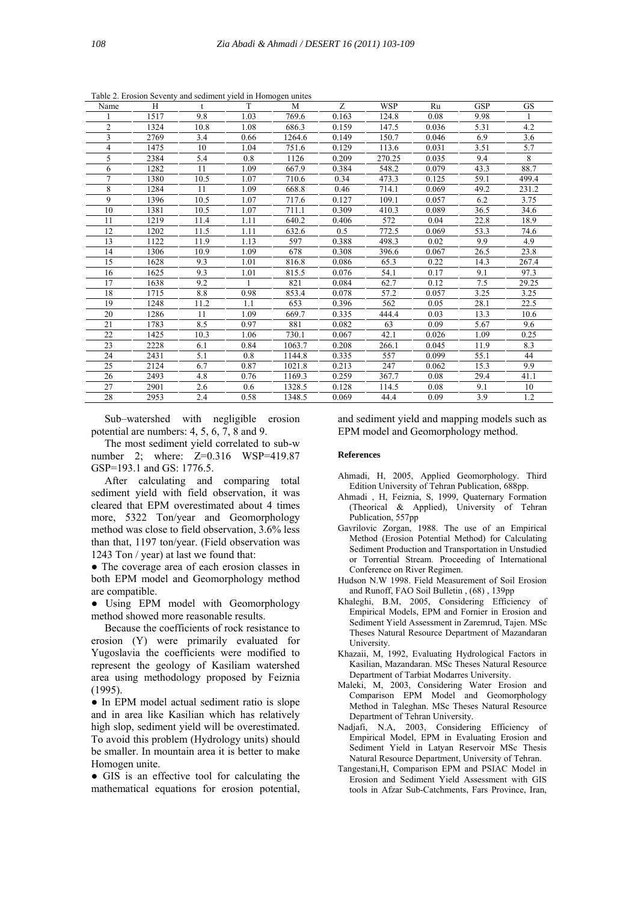Table 2. Erosion Seventy and sediment yield in Homogen unites

| Name | H | t | T | M | Z | WSP | Ru | GSP | GS |
|---|---|---|---|---|---|---|---|---|---|
| 1 | 1517 | 9.8 | 1.03 | 769.6 | 0.163 | 124.8 | 0.08 | 9.98 | 1 |
| 2 | 1324 | 10.8 | 1.08 | 686.3 | 0.159 | 147.5 | 0.036 | 5.31 | 4.2 |
| 3 | 2769 | 3.4 | 0.66 | 1264.6 | 0.149 | 150.7 | 0.046 | 6.9 | 3.6 |
| 4 | 1475 | 10 | 1.04 | 751.6 | 0.129 | 113.6 | 0.031 | 3.51 | 5.7 |
| 5 | 2384 | 5.4 | 0.8 | 1126 | 0.209 | 270.25 | 0.035 | 9.4 | 8 |
| 6 | 1282 | 11 | 1.09 | 667.9 | 0.384 | 548.2 | 0.079 | 43.3 | 88.7 |
| 7 | 1380 | 10.5 | 1.07 | 710.6 | 0.34 | 473.3 | 0.125 | 59.1 | 499.4 |
| 8 | 1284 | 11 | 1.09 | 668.8 | 0.46 | 714.1 | 0.069 | 49.2 | 231.2 |
| 9 | 1396 | 10.5 | 1.07 | 717.6 | 0.127 | 109.1 | 0.057 | 6.2 | 3.75 |
| 10 | 1381 | 10.5 | 1.07 | 711.1 | 0.309 | 410.3 | 0.089 | 36.5 | 34.6 |
| 11 | 1219 | 11.4 | 1.11 | 640.2 | 0.406 | 572 | 0.04 | 22.8 | 18.9 |
| 12 | 1202 | 11.5 | 1.11 | 632.6 | 0.5 | 772.5 | 0.069 | 53.3 | 74.6 |
| 13 | 1122 | 11.9 | 1.13 | 597 | 0.388 | 498.3 | 0.02 | 9.9 | 4.9 |
| 14 | 1306 | 10.9 | 1.09 | 678 | 0.308 | 396.6 | 0.067 | 26.5 | 23.8 |
| 15 | 1628 | 9.3 | 1.01 | 816.8 | 0.086 | 65.3 | 0.22 | 14.3 | 267.4 |
| 16 | 1625 | 9.3 | 1.01 | 815.5 | 0.076 | 54.1 | 0.17 | 9.1 | 97.3 |
| 17 | 1638 | 9.2 | 1 | 821 | 0.084 | 62.7 | 0.12 | 7.5 | 29.25 |
| 18 | 1715 | 8.8 | 0.98 | 853.4 | 0.078 | 57.2 | 0.057 | 3.25 | 3.25 |
| 19 | 1248 | 11.2 | 1.1 | 653 | 0.396 | 562 | 0.05 | 28.1 | 22.5 |
| 20 | 1286 | 11 | 1.09 | 669.7 | 0.335 | 444.4 | 0.03 | 13.3 | 10.6 |
| 21 | 1783 | 8.5 | 0.97 | 881 | 0.082 | 63 | 0.09 | 5.67 | 9.6 |
| 22 | 1425 | 10.3 | 1.06 | 730.1 | 0.067 | 42.1 | 0.026 | 1.09 | 0.25 |
| 23 | 2228 | 6.1 | 0.84 | 1063.7 | 0.208 | 266.1 | 0.045 | 11.9 | 8.3 |
| 24 | 2431 | 5.1 | 0.8 | 1144.8 | 0.335 | 557 | 0.099 | 55.1 | 44 |
| 25 | 2124 | 6.7 | 0.87 | 1021.8 | 0.213 | 247 | 0.062 | 15.3 | 9.9 |
| 26 | 2493 | 4.8 | 0.76 | 1169.3 | 0.259 | 367.7 | 0.08 | 29.4 | 41.1 |
| 27 | 2901 | 2.6 | 0.6 | 1328.5 | 0.128 | 114.5 | 0.08 | 9.1 | 10 |
| 28 | 2953 | 2.4 | 0.58 | 1348.5 | 0.069 | 44.4 | 0.09 | 3.9 | 1.2 |

Sub–watershed with negligible erosion potential are numbers: 4, 5, 6, 7, 8 and 9.

The most sediment yield correlated to sub-w number 2; where: Z=0.316 WSP=419.87 GSP=193.1 and GS: 1776.5.

After calculating and comparing total sediment yield with field observation, it was cleared that EPM overestimated about 4 times more, 5322 Ton/year and Geomorphology method was close to field observation, 3.6% less than that, 1197 ton/year. (Field observation was 1243 Ton / year) at last we found that:

- The coverage area of each erosion classes in both EPM model and Geomorphology method are compatible.
- Using EPM model with Geomorphology method showed more reasonable results.

Because the coefficients of rock resistance to erosion (Y) were primarily evaluated for Yugoslavia the coefficients were modified to represent the geology of Kasiliam watershed area using methodology proposed by Feiznia (1995).

- In EPM model actual sediment ratio is slope and in area like Kasilian which has relatively high slop, sediment yield will be overestimated. To avoid this problem (Hydrology units) should be smaller. In mountain area it is better to make Homogen unite.
- GIS is an effective tool for calculating the mathematical equations for erosion potential, and sediment yield and mapping models such as EPM model and Geomorphology method.

## References

Ahmadi, H, 2005, Applied Geomorphology. Third Edition University of Tehran Publication, 688pp.

Ahmadi , H, Feiznia, S, 1999, Quaternary Formation (Theorical & Applied), University of Tehran Publication, 557pp

Gavrilovic Zorgan, 1988. The use of an Empirical Method (Erosion Potential Method) for Calculating Sediment Production and Transportation in Unstudied or Torrential Stream. Proceeding of International Conference on River Regimen.

Hudson N.W 1998. Field Measurement of Soil Erosion and Runoff, FAO Soil Bulletin , (68) , 139pp

Khaleghi, B.M, 2005, Considering Efficiency of Empirical Models, EPM and Fornier in Erosion and Sediment Yield Assessment in Zaremrud, Tajen. MSc Theses Natural Resource Department of Mazandaran University.

Khazaii, M, 1992, Evaluating Hydrological Factors in Kasilian, Mazandaran. MSc Theses Natural Resource Department of Tarbiat Modarres University.

Maleki, M, 2003, Considering Water Erosion and Comparison EPM Model and Geomorphology Method in Taleghan. MSc Theses Natural Resource Department of Tehran University.

Nadjafi, N.A, 2003, Considering Efficiency of Empirical Model, EPM in Evaluating Erosion and Sediment Yield in Latyan Reservoir MSc Thesis Natural Resource Department, University of Tehran.

Tangestani,H, Comparison EPM and PSIAC Model in Erosion and Sediment Yield Assessment with GIS tools in Afzar Sub-Catchments, Fars Province, Iran,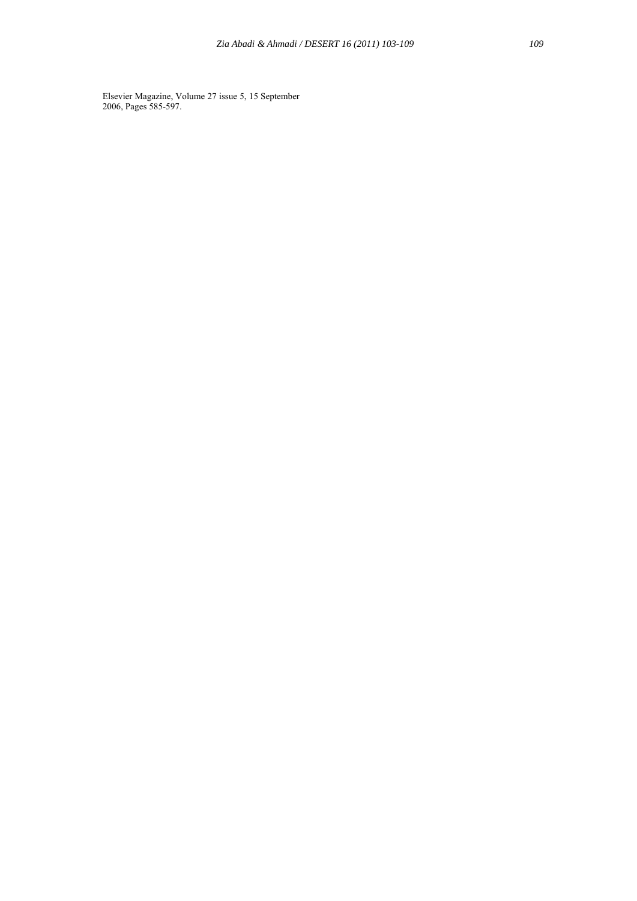Elsevier Magazine, Volume 27 issue 5, 15 September 2006, Pages 585-597.